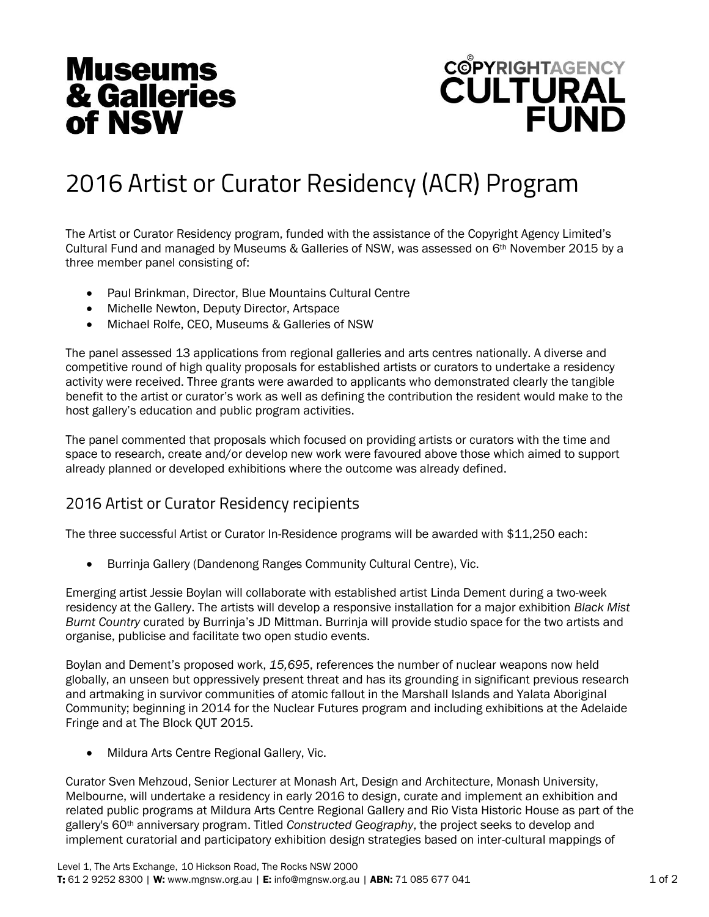# 2016 Artist or Curator Residency (ACR) Program

The Artist or Curator Residency program, funded with the assistance of the Copyright Agency Limited's Cultural Fund and managed by Museums & Galleries of NSW, was assessed on 6th November 2015 by a three member panel consisting of:

- Paul Brinkman, Director, Blue Mountains Cultural Centre
- Michelle Newton, Deputy Director, Artspace
- Michael Rolfe, CEO, Museums & Galleries of NSW

The panel assessed 13 applications from regional galleries and arts centres nationally. A diverse and competitive round of high quality proposals for established artists or curators to undertake a residency activity were received. Three grants were awarded to applicants who demonstrated clearly the tangible benefit to the artist or curator's work as well as defining the contribution the resident would make to the host gallery's education and public program activities.

The panel commented that proposals which focused on providing artists or curators with the time and space to research, create and/or develop new work were favoured above those which aimed to support already planned or developed exhibitions where the outcome was already defined.

## 2016 Artist or Curator Residency recipients

The three successful Artist or Curator In-Residence programs will be awarded with $11,250 each:

- Burrinja Gallery (Dandenong Ranges Community Cultural Centre), Vic.

Emerging artist Jessie Boylan will collaborate with established artist Linda Dement during a two-week residency at the Gallery. The artists will develop a responsive installation for a major exhibition *Black Mist Burnt Country* curated by Burrinja's JD Mittman. Burrinja will provide studio space for the two artists and organise, publicise and facilitate two open studio events.

Boylan and Dement's proposed work, *15,695*, references the number of nuclear weapons now held globally, an unseen but oppressively present threat and has its grounding in significant previous research and artmaking in survivor communities of atomic fallout in the Marshall Islands and Yalata Aboriginal Community; beginning in 2014 for the Nuclear Futures program and including exhibitions at the Adelaide Fringe and at The Block QUT 2015.

- Mildura Arts Centre Regional Gallery, Vic.

Curator Sven Mehzoud, Senior Lecturer at Monash Art, Design and Architecture, Monash University, Melbourne, will undertake a residency in early 2016 to design, curate and implement an exhibition and related public programs at Mildura Arts Centre Regional Gallery and Rio Vista Historic House as part of the gallery's 60th anniversary program. Titled *Constructed Geography*, the project seeks to develop and implement curatorial and participatory exhibition design strategies based on inter-cultural mappings of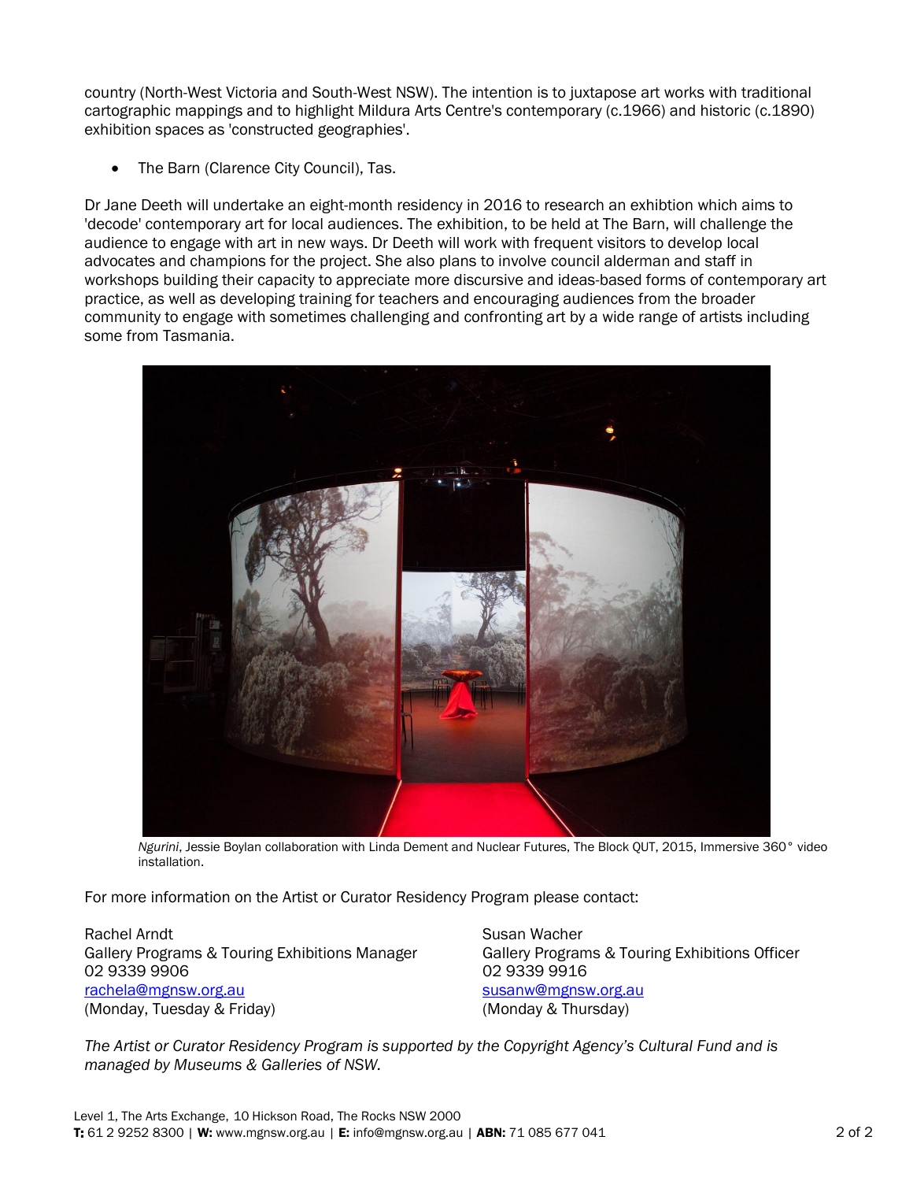country (North-West Victoria and South-West NSW). The intention is to juxtapose art works with traditional cartographic mappings and to highlight Mildura Arts Centre's contemporary (c.1966) and historic (c.1890) exhibition spaces as 'constructed geographies'.

- The Barn (Clarence City Council), Tas.

Dr Jane Deeth will undertake an eight-month residency in 2016 to research an exhibtion which aims to 'decode' contemporary art for local audiences. The exhibition, to be held at The Barn, will challenge the audience to engage with art in new ways. Dr Deeth will work with frequent visitors to develop local advocates and champions for the project. She also plans to involve council alderman and staff in workshops building their capacity to appreciate more discursive and ideas-based forms of contemporary art practice, as well as developing training for teachers and encouraging audiences from the broader community to engage with sometimes challenging and confronting art by a wide range of artists including some from Tasmania.

*Ngurini*, Jessie Boylan collaboration with Linda Dement and Nuclear Futures, The Block QUT, 2015, Immersive 360° video installation.

For more information on the Artist or Curator Residency Program please contact:

Rachel Arndt
Gallery Programs & Touring Exhibitions Manager
02 9339 9906
rachela@mgnsw.org.au
(Monday, Tuesday & Friday)

Susan Wacher
Gallery Programs & Touring Exhibitions Officer
02 9339 9916
susanw@mgnsw.org.au
(Monday & Thursday)

*The Artist or Curator Residency Program is supported by the Copyright Agency's Cultural Fund and is managed by Museums & Galleries of NSW.*

Level 1, The Arts Exchange, 10 Hickson Road, The Rocks NSW 2000
**T:** 61 2 9252 8300 | **W:** www.mgnsw.org.au | **E:** info@mgnsw.org.au | **ABN:** 71 085 677 041